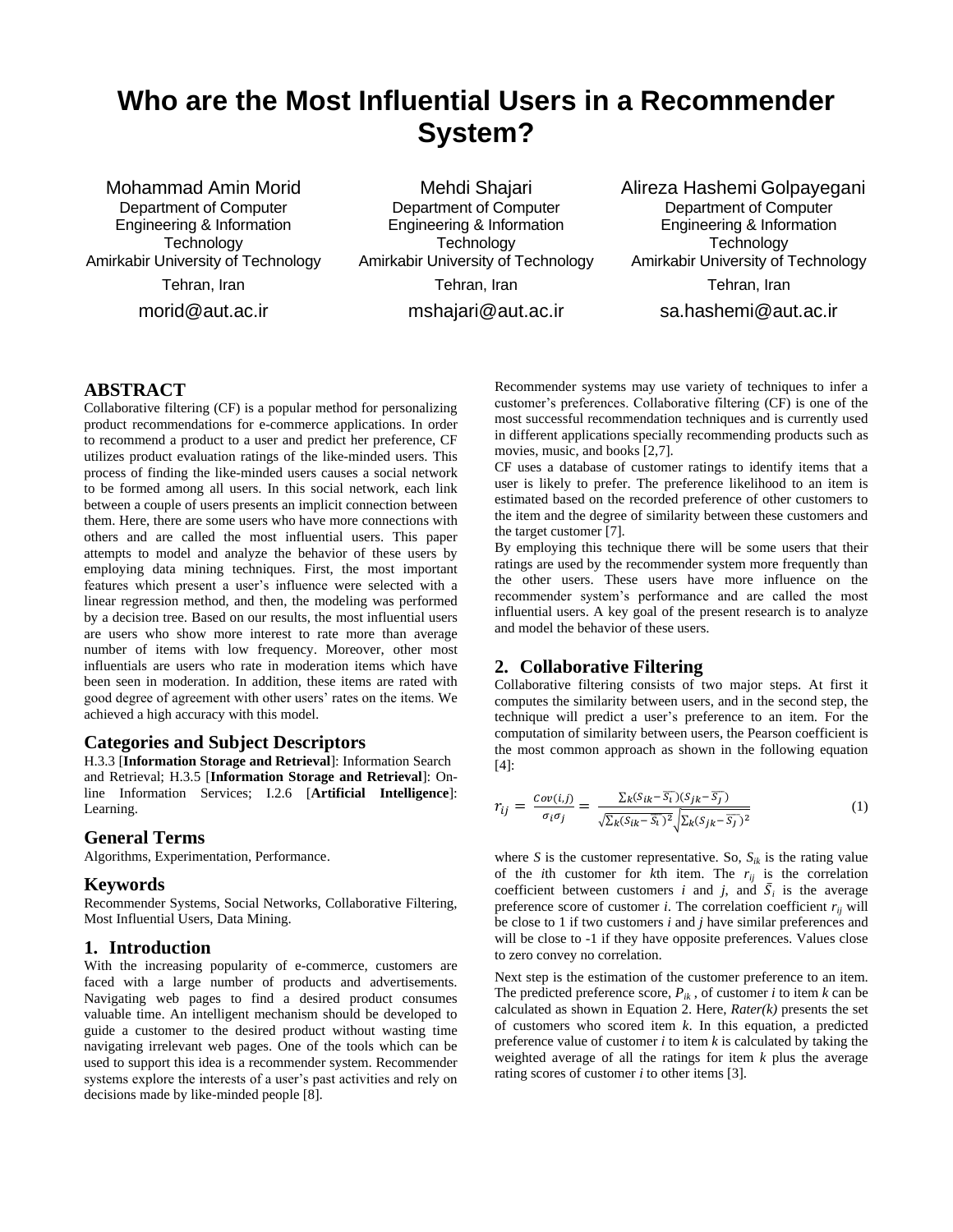# Who are the Most Influential Users in a Recommender System?

Mohammad Amin Morid
Department of Computer Engineering & Information Technology
Amirkabir University of Technology
Tehran, Iran
morid@aut.ac.ir

Mehdi Shajari
Department of Computer Engineering & Information Technology
Amirkabir University of Technology
Tehran, Iran
mshajari@aut.ac.ir

Alireza Hashemi Golpayegani
Department of Computer Engineering & Information Technology
Amirkabir University of Technology
Tehran, Iran
sa.hashemi@aut.ac.ir

## ABSTRACT

Collaborative filtering (CF) is a popular method for personalizing product recommendations for e-commerce applications. In order to recommend a product to a user and predict her preference, CF utilizes product evaluation ratings of the like-minded users. This process of finding the like-minded users causes a social network to be formed among all users. In this social network, each link between a couple of users presents an implicit connection between them. Here, there are some users who have more connections with others and are called the most influential users. This paper attempts to model and analyze the behavior of these users by employing data mining techniques. First, the most important features which present a user's influence were selected with a linear regression method, and then, the modeling was performed by a decision tree. Based on our results, the most influential users are users who show more interest to rate more than average number of items with low frequency. Moreover, other most influentials are users who rate in moderation items which have been seen in moderation. In addition, these items are rated with good degree of agreement with other users' rates on the items. We achieved a high accuracy with this model.

## Categories and Subject Descriptors

H.3.3 [**Information Storage and Retrieval**]: Information Search and Retrieval; H.3.5 [**Information Storage and Retrieval**]: On-line Information Services; I.2.6 [**Artificial Intelligence**]: Learning.

## General Terms

Algorithms, Experimentation, Performance.

## Keywords

Recommender Systems, Social Networks, Collaborative Filtering, Most Influential Users, Data Mining.

## 1. Introduction

With the increasing popularity of e-commerce, customers are faced with a large number of products and advertisements. Navigating web pages to find a desired product consumes valuable time. An intelligent mechanism should be developed to guide a customer to the desired product without wasting time navigating irrelevant web pages. One of the tools which can be used to support this idea is a recommender system. Recommender systems explore the interests of a user's past activities and rely on decisions made by like-minded people [8].

Recommender systems may use variety of techniques to infer a customer's preferences. Collaborative filtering (CF) is one of the most successful recommendation techniques and is currently used in different applications specially recommending products such as movies, music, and books [2,7].

CF uses a database of customer ratings to identify items that a user is likely to prefer. The preference likelihood to an item is estimated based on the recorded preference of other customers to the item and the degree of similarity between these customers and the target customer [7].

By employing this technique there will be some users that their ratings are used by the recommender system more frequently than the other users. These users have more influence on the recommender system's performance and are called the most influential users. A key goal of the present research is to analyze and model the behavior of these users.

## 2. Collaborative Filtering

Collaborative filtering consists of two major steps. At first it computes the similarity between users, and in the second step, the technique will predict a user's preference to an item. For the computation of similarity between users, the Pearson coefficient is the most common approach as shown in the following equation [4]:

$$r_{ij} = \frac{Cov(i,j)}{\sigma_i \sigma_j} = \frac{\sum_k (S_{ik} - \overline{S_i})(S_{jk} - \overline{S_j})}{\sqrt{\sum_k (S_{ik} - \overline{S_i})^2}\sqrt{\sum_k (S_{jk} - \overline{S_j})^2}} \quad (1)$$

where $S$ is the customer representative. So, $S_{ik}$ is the rating value of the $i$th customer for $k$th item. The $r_{ij}$ is the correlation coefficient between customers $i$ and $j$, and $\bar{S}_i$ is the average preference score of customer $i$. The correlation coefficient $r_{ij}$ will be close to 1 if two customers $i$ and $j$ have similar preferences and will be close to -1 if they have opposite preferences. Values close to zero convey no correlation.

Next step is the estimation of the customer preference to an item. The predicted preference score, $P_{ik}$, of customer $i$ to item $k$ can be calculated as shown in Equation 2. Here, *Rater(k)* presents the set of customers who scored item $k$. In this equation, a predicted preference value of customer $i$ to item $k$ is calculated by taking the weighted average of all the ratings for item $k$ plus the average rating scores of customer $i$ to other items [3].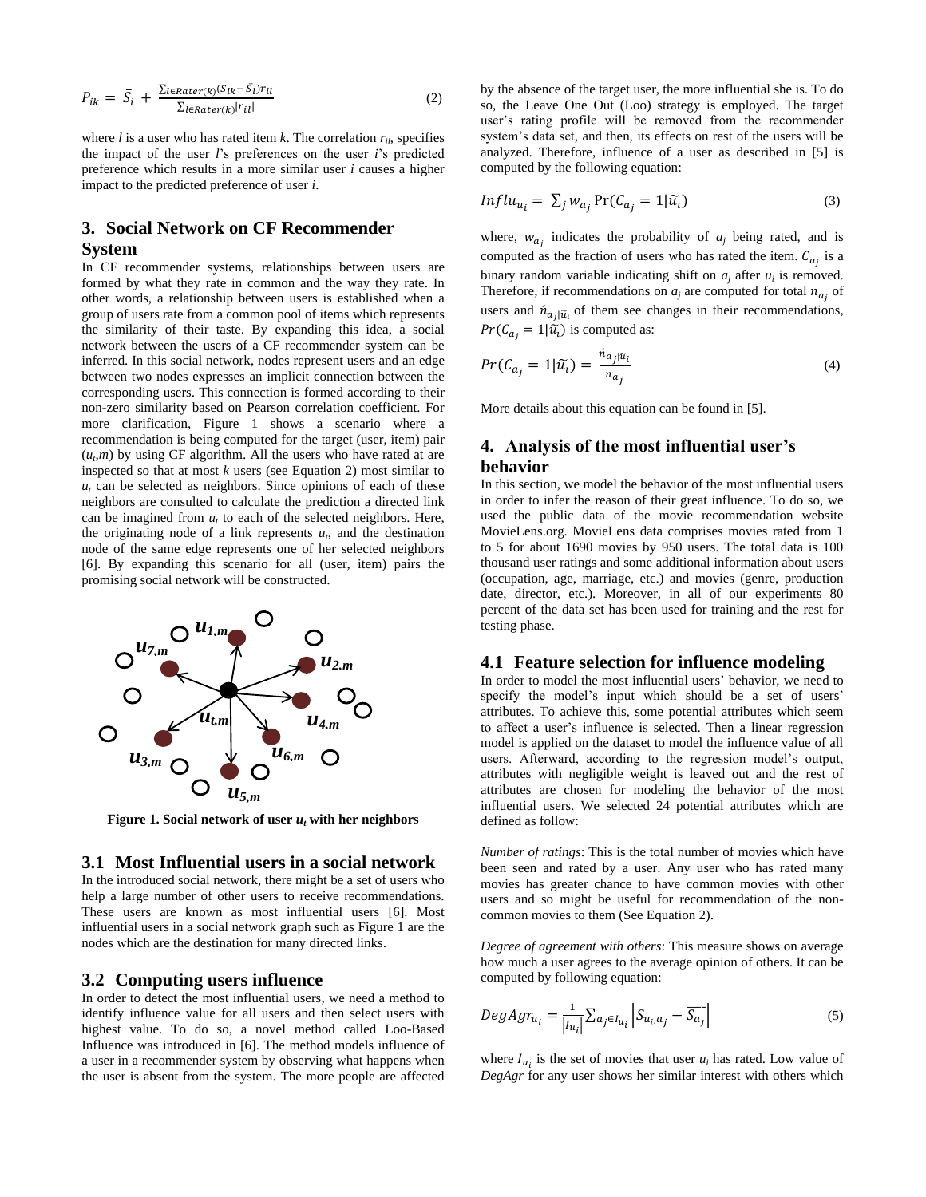$$P_{ik} = \bar{S}_i + \frac{\sum_{l \in Rater(k)} (S_{lk} - \bar{S}_l) r_{il}}{\sum_{l \in Rater(k)} |r_{il}|} \quad (2)$$

where $l$ is a user who has rated item $k$. The correlation $r_{il}$, specifies the impact of the user $l$'s preferences on the user $i$'s predicted preference which results in a more similar user $i$ causes a higher impact to the predicted preference of user $i$.

## 3. Social Network on CF Recommender System

In CF recommender systems, relationships between users are formed by what they rate in common and the way they rate. In other words, a relationship between users is established when a group of users rate from a common pool of items which represents the similarity of their taste. By expanding this idea, a social network between the users of a CF recommender system can be inferred. In this social network, nodes represent users and an edge between two nodes expresses an implicit connection between the corresponding users. This connection is formed according to their non-zero similarity based on Pearson correlation coefficient. For more clarification, Figure 1 shows a scenario where a recommendation is being computed for the target (user, item) pair ($u_t$,$m$) by using CF algorithm. All the users who have rated at are inspected so that at most $k$ users (see Equation 2) most similar to $u_t$ can be selected as neighbors. Since opinions of each of these neighbors are consulted to calculate the prediction a directed link can be imagined from $u_t$ to each of the selected neighbors. Here, the originating node of a link represents $u_t$, and the destination node of the same edge represents one of her selected neighbors [6]. By expanding this scenario for all (user, item) pairs the promising social network will be constructed.

**Figure 1. Social network of user $u_t$ with her neighbors**

### 3.1 Most Influential users in a social network

In the introduced social network, there might be a set of users who help a large number of other users to receive recommendations. These users are known as most influential users [6]. Most influential users in a social network graph such as Figure 1 are the nodes which are the destination for many directed links.

### 3.2 Computing users influence

In order to detect the most influential users, we need a method to identify influence value for all users and then select users with highest value. To do so, a novel method called Loo-Based Influence was introduced in [6]. The method models influence of a user in a recommender system by observing what happens when the user is absent from the system. The more people are affected by the absence of the target user, the more influential she is. To do so, the Leave One Out (Loo) strategy is employed. The target user's rating profile will be removed from the recommender system's data set, and then, its effects on rest of the users will be analyzed. Therefore, influence of a user as described in [5] is computed by the following equation:

$$Influ_{u_i} = \sum_j w_{a_j} \Pr(C_{a_j} = 1|\widetilde{u_i}) \quad (3)$$

where, $w_{a_j}$ indicates the probability of $a_j$ being rated, and is computed as the fraction of users who has rated the item. $C_{a_j}$ is a binary random variable indicating shift on $a_j$ after $u_i$ is removed. Therefore, if recommendations on $a_j$ are computed for total $n_{a_j}$ of users and $\acute{n}_{a_j|\widetilde{u}_i}$ of them see changes in their recommendations, $Pr(C_{a_j} = 1|\widetilde{u_i})$ is computed as:

$$Pr(C_{a_j} = 1|\widetilde{u_i}) = \frac{\acute{n}_{a_j|\widetilde{u}_i}}{n_{a_j}} \quad (4)$$

More details about this equation can be found in [5].

## 4. Analysis of the most influential user's behavior

In this section, we model the behavior of the most influential users in order to infer the reason of their great influence. To do so, we used the public data of the movie recommendation website MovieLens.org. MovieLens data comprises movies rated from 1 to 5 for about 1690 movies by 950 users. The total data is 100 thousand user ratings and some additional information about users (occupation, age, marriage, etc.) and movies (genre, production date, director, etc.). Moreover, in all of our experiments 80 percent of the data set has been used for training and the rest for testing phase.

### 4.1 Feature selection for influence modeling

In order to model the most influential users' behavior, we need to specify the model's input which should be a set of users' attributes. To achieve this, some potential attributes which seem to affect a user's influence is selected. Then a linear regression model is applied on the dataset to model the influence value of all users. Afterward, according to the regression model's output, attributes with negligible weight is leaved out and the rest of attributes are chosen for modeling the behavior of the most influential users. We selected 24 potential attributes which are defined as follow:

*Number of ratings*: This is the total number of movies which have been seen and rated by a user. Any user who has rated many movies has greater chance to have common movies with other users and so might be useful for recommendation of the non-common movies to them (See Equation 2).

*Degree of agreement with others*: This measure shows on average how much a user agrees to the average opinion of others. It can be computed by following equation:

$$DegAgr_{u_i} = \frac{1}{|I_{u_i}|} \sum_{a_j \in I_{u_i}} \left| S_{u_i,a_j} - \overline{S_{a_j}} \right| \quad (5)$$

where $I_{u_i}$ is the set of movies that user $u_i$ has rated. Low value of *DegAgr* for any user shows her similar interest with others which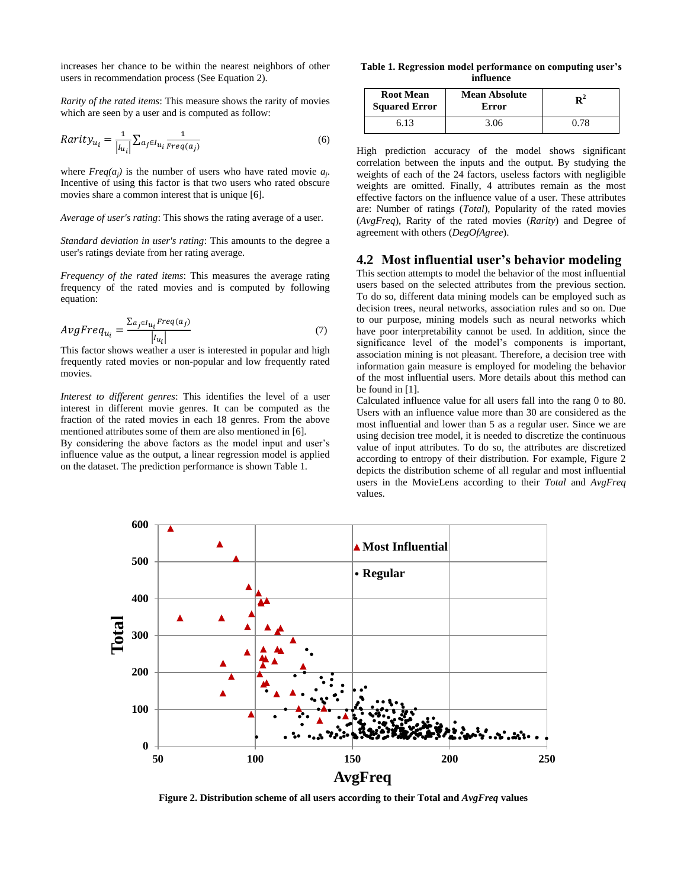increases her chance to be within the nearest neighbors of other users in recommendation process (See Equation 2).

*Rarity of the rated items*: This measure shows the rarity of movies which are seen by a user and is computed as follow:

$$Rarity_{u_i} = \frac{1}{|I_{u_i}|} \sum_{a_j \in I_{u_i}} \frac{1}{Freq(a_j)} \tag{6}$$

where $Freq(a_j)$ is the number of users who have rated movie $a_j$. Incentive of using this factor is that two users who rated obscure movies share a common interest that is unique [6].

*Average of user's rating*: This shows the rating average of a user.

*Standard deviation in user's rating*: This amounts to the degree a user's ratings deviate from her rating average.

*Frequency of the rated items*: This measures the average rating frequency of the rated movies and is computed by following equation:

$$AvgFreq_{u_i} = \frac{\sum_{a_j \in I_{u_i}} Freq(a_j)}{|I_{u_i}|} \tag{7}$$

This factor shows weather a user is interested in popular and high frequently rated movies or non-popular and low frequently rated movies.

*Interest to different genres*: This identifies the level of a user interest in different movie genres. It can be computed as the fraction of the rated movies in each 18 genres. From the above mentioned attributes some of them are also mentioned in [6].

By considering the above factors as the model input and user's influence value as the output, a linear regression model is applied on the dataset. The prediction performance is shown Table 1.

**Table 1. Regression model performance on computing user's influence**

| Root Mean Squared Error | Mean Absolute Error | $R^2$ |
|---|---|---|
| 6.13 | 3.06 | 0.78 |

High prediction accuracy of the model shows significant correlation between the inputs and the output. By studying the weights of each of the 24 factors, useless factors with negligible weights are omitted. Finally, 4 attributes remain as the most effective factors on the influence value of a user. These attributes are: Number of ratings (*Total*), Popularity of the rated movies (*AvgFreq*), Rarity of the rated movies (*Rarity*) and Degree of agreement with others (*DegOfAgree*).

## 4.2 Most influential user's behavior modeling

This section attempts to model the behavior of the most influential users based on the selected attributes from the previous section. To do so, different data mining models can be employed such as decision trees, neural networks, association rules and so on. Due to our purpose, mining models such as neural networks which have poor interpretability cannot be used. In addition, since the significance level of the model's components is important, association mining is not pleasant. Therefore, a decision tree with information gain measure is employed for modeling the behavior of the most influential users. More details about this method can be found in [1].

Calculated influence value for all users fall into the rang 0 to 80. Users with an influence value more than 30 are considered as the most influential and lower than 5 as a regular user. Since we are using decision tree model, it is needed to discretize the continuous value of input attributes. To do so, the attributes are discretized according to entropy of their distribution. For example, Figure 2 depicts the distribution scheme of all regular and most influential users in the MovieLens according to their *Total* and *AvgFreq* values.

**Figure 2. Distribution scheme of all users according to their Total and *AvgFreq* values**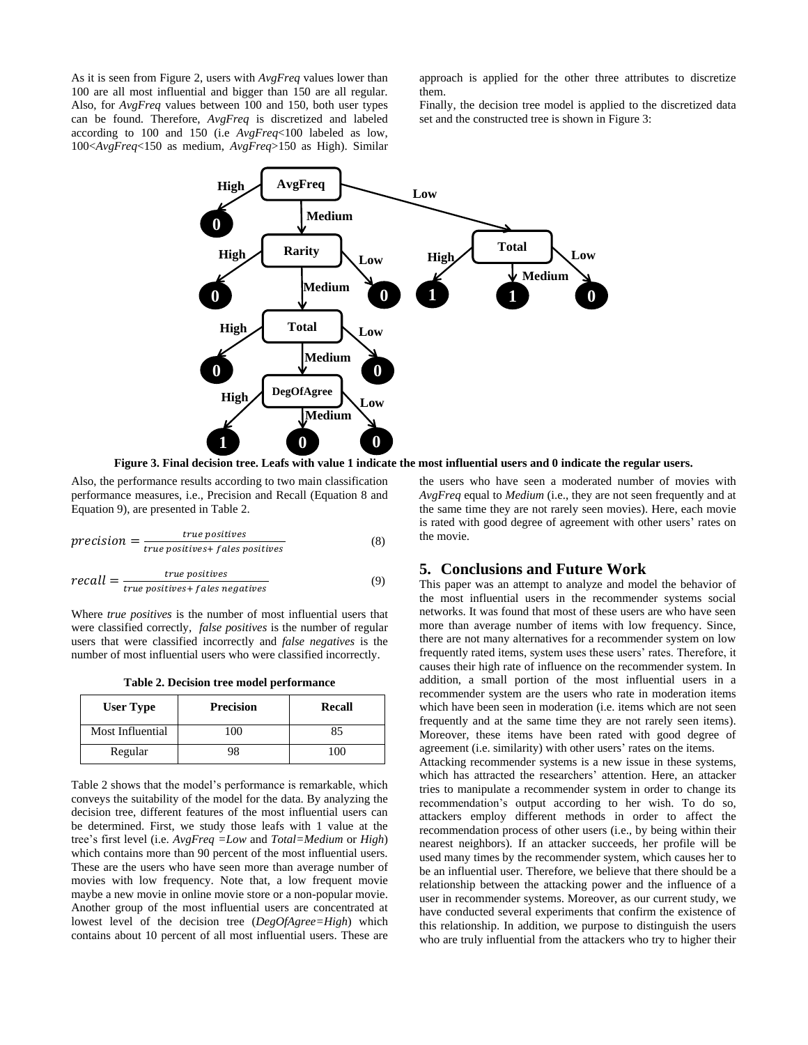As it is seen from Figure 2, users with *AvgFreq* values lower than 100 are all most influential and bigger than 150 are all regular. Also, for *AvgFreq* values between 100 and 150, both user types can be found. Therefore, *AvgFreq* is discretized and labeled according to 100 and 150 (i.e *AvgFreq*<100 labeled as low, 100<*AvgFreq*<150 as medium, *AvgFreq*>150 as High). Similar approach is applied for the other three attributes to discretize them.

Finally, the decision tree model is applied to the discretized data set and the constructed tree is shown in Figure 3:

AvgFreq
High
Low
Medium
0
Rarity
High
Low
Medium
0
0
Total
High
Low
Medium
1
1
0
Total
High
Low
Medium
0
0
DegOfAgree
High
Low
Medium
1
0
0

**Figure 3. Final decision tree. Leafs with value 1 indicate the most influential users and 0 indicate the regular users.**

Also, the performance results according to two main classification performance measures, i.e., Precision and Recall (Equation 8 and Equation 9), are presented in Table 2.

$$precision = \frac{true\ positives}{true\ positives + fales\ positives} \quad (8)$$

$$recall = \frac{true\ positives}{true\ positives + fales\ negatives} \quad (9)$$

Where *true positives* is the number of most influential users that were classified correctly, *false positives* is the number of regular users that were classified incorrectly and *false negatives* is the number of most influential users who were classified incorrectly.

**Table 2. Decision tree model performance**

| User Type | Precision | Recall |
|---|---|---|
| Most Influential | 100 | 85 |
| Regular | 98 | 100 |

Table 2 shows that the model's performance is remarkable, which conveys the suitability of the model for the data. By analyzing the decision tree, different features of the most influential users can be determined. First, we study those leafs with 1 value at the tree's first level (i.e. *AvgFreq =Low* and *Total=Medium* or *High*) which contains more than 90 percent of the most influential users. These are the users who have seen more than average number of movies with low frequency. Note that, a low frequent movie maybe a new movie in online movie store or a non-popular movie. Another group of the most influential users are concentrated at lowest level of the decision tree (*DegOfAgree=High*) which contains about 10 percent of all most influential users. These are the users who have seen a moderated number of movies with *AvgFreq* equal to *Medium* (i.e., they are not seen frequently and at the same time they are not rarely seen movies). Here, each movie is rated with good degree of agreement with other users' rates on the movie.

## 5. Conclusions and Future Work

This paper was an attempt to analyze and model the behavior of the most influential users in the recommender systems social networks. It was found that most of these users are who have seen more than average number of items with low frequency. Since, there are not many alternatives for a recommender system on low frequently rated items, system uses these users' rates. Therefore, it causes their high rate of influence on the recommender system. In addition, a small portion of the most influential users in a recommender system are the users who rate in moderation items which have been seen in moderation (i.e. items which are not seen frequently and at the same time they are not rarely seen items). Moreover, these items have been rated with good degree of agreement (i.e. similarity) with other users' rates on the items.

Attacking recommender systems is a new issue in these systems, which has attracted the researchers' attention. Here, an attacker tries to manipulate a recommender system in order to change its recommendation's output according to her wish. To do so, attackers employ different methods in order to affect the recommendation process of other users (i.e., by being within their nearest neighbors). If an attacker succeeds, her profile will be used many times by the recommender system, which causes her to be an influential user. Therefore, we believe that there should be a relationship between the attacking power and the influence of a user in recommender systems. Moreover, as our current study, we have conducted several experiments that confirm the existence of this relationship. In addition, we purpose to distinguish the users who are truly influential from the attackers who try to higher their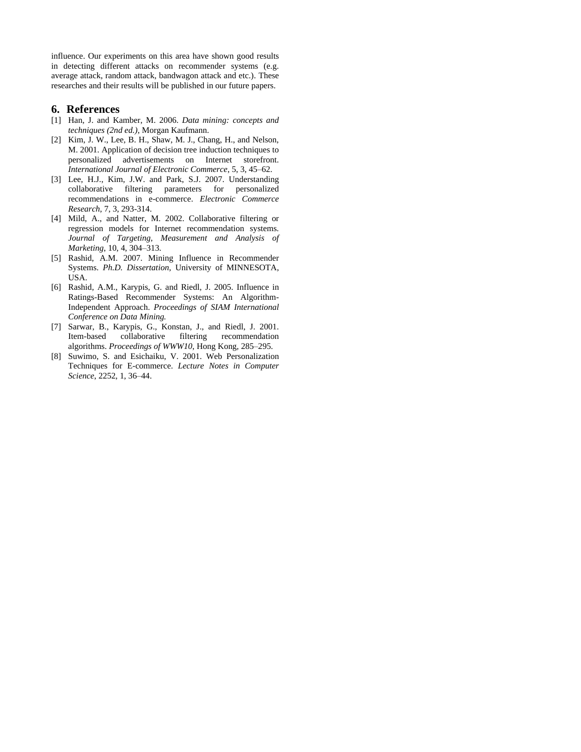influence. Our experiments on this area have shown good results in detecting different attacks on recommender systems (e.g. average attack, random attack, bandwagon attack and etc.). These researches and their results will be published in our future papers.

## 6. References

[1] Han, J. and Kamber, M. 2006. *Data mining: concepts and techniques (2nd ed.)*, Morgan Kaufmann.

[2] Kim, J. W., Lee, B. H., Shaw, M. J., Chang, H., and Nelson, M. 2001. Application of decision tree induction techniques to personalized advertisements on Internet storefront. *International Journal of Electronic Commerce*, 5, 3, 45–62.

[3] Lee, H.J., Kim, J.W. and Park, S.J. 2007. Understanding collaborative filtering parameters for personalized recommendations in e-commerce. *Electronic Commerce Research*, 7, 3, 293-314.

[4] Mild, A., and Natter, M. 2002. Collaborative filtering or regression models for Internet recommendation systems. *Journal of Targeting, Measurement and Analysis of Marketing*, 10, 4, 304–313.

[5] Rashid, A.M. 2007. Mining Influence in Recommender Systems. *Ph.D. Dissertation*, University of MINNESOTA, USA.

[6] Rashid, A.M., Karypis, G. and Riedl, J. 2005. Influence in Ratings-Based Recommender Systems: An Algorithm-Independent Approach. *Proceedings of SIAM International Conference on Data Mining.*

[7] Sarwar, B., Karypis, G., Konstan, J., and Riedl, J. 2001. Item-based collaborative filtering recommendation algorithms. *Proceedings of WWW10*, Hong Kong, 285–295.

[8] Suwimo, S. and Esichaiku, V. 2001. Web Personalization Techniques for E-commerce. *Lecture Notes in Computer Science*, 2252, 1, 36–44.